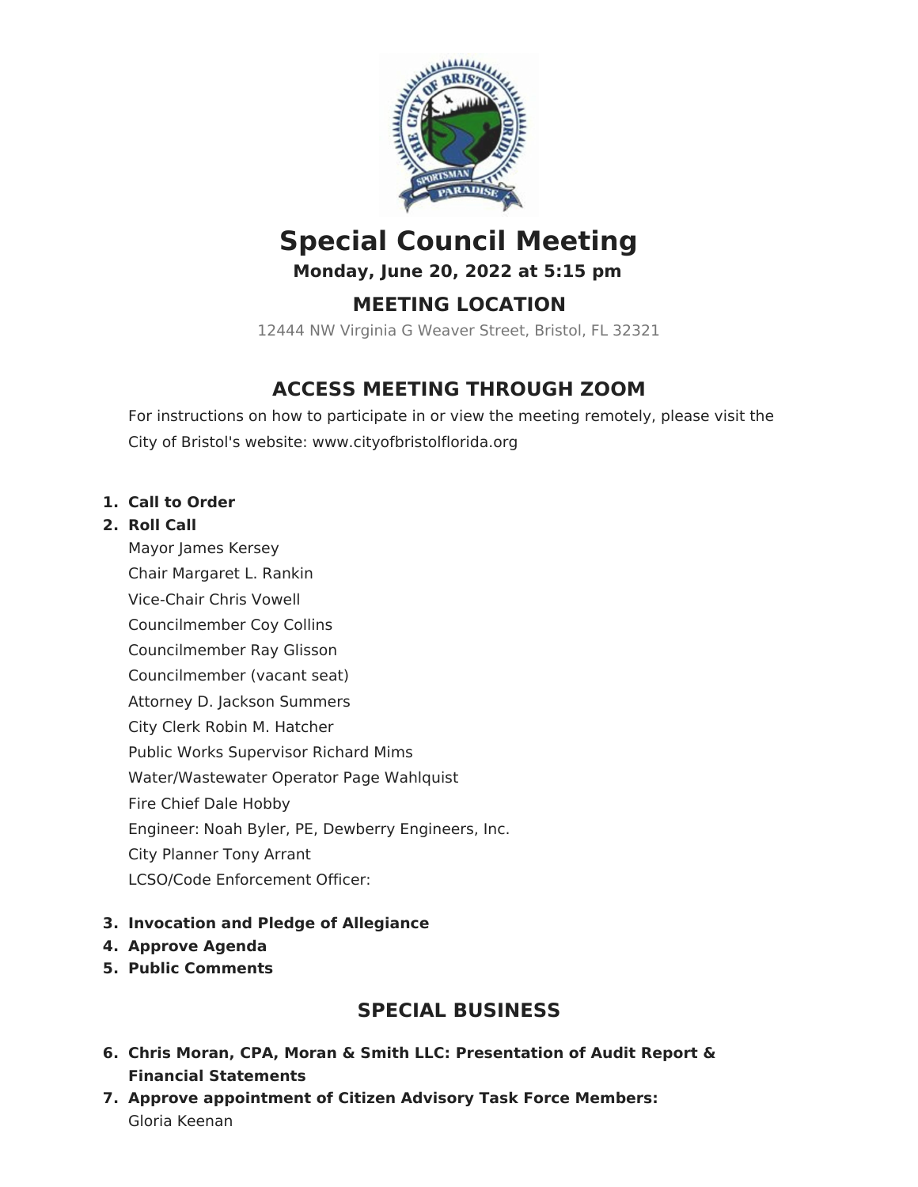# Special Council Meeting

**Monday, June 20, 2022 at 5:15 pm**

## MEETING LOCATION

12444 NW Virginia G Weaver Street, Bristol, FL 32321

## ACCESS MEETING THROUGH ZOOM

For instructions on how to participate in or view the meeting remotely, please visit the City of Bristol's website: www.cityofbristolflorida.org

1. **Call to Order**
2. **Roll Call**
   Mayor James Kersey
   Chair Margaret L. Rankin
   Vice-Chair Chris Vowell
   Councilmember Coy Collins
   Councilmember Ray Glisson
   Councilmember (vacant seat)
   Attorney D. Jackson Summers
   City Clerk Robin M. Hatcher
   Public Works Supervisor Richard Mims
   Water/Wastewater Operator Page Wahlquist
   Fire Chief Dale Hobby
   Engineer: Noah Byler, PE, Dewberry Engineers, Inc.
   City Planner Tony Arrant
   LCSO/Code Enforcement Officer:
3. **Invocation and Pledge of Allegiance**
4. **Approve Agenda**
5. **Public Comments**

## SPECIAL BUSINESS

6. **Chris Moran, CPA, Moran & Smith LLC: Presentation of Audit Report & Financial Statements**
7. **Approve appointment of Citizen Advisory Task Force Members:**
   Gloria Keenan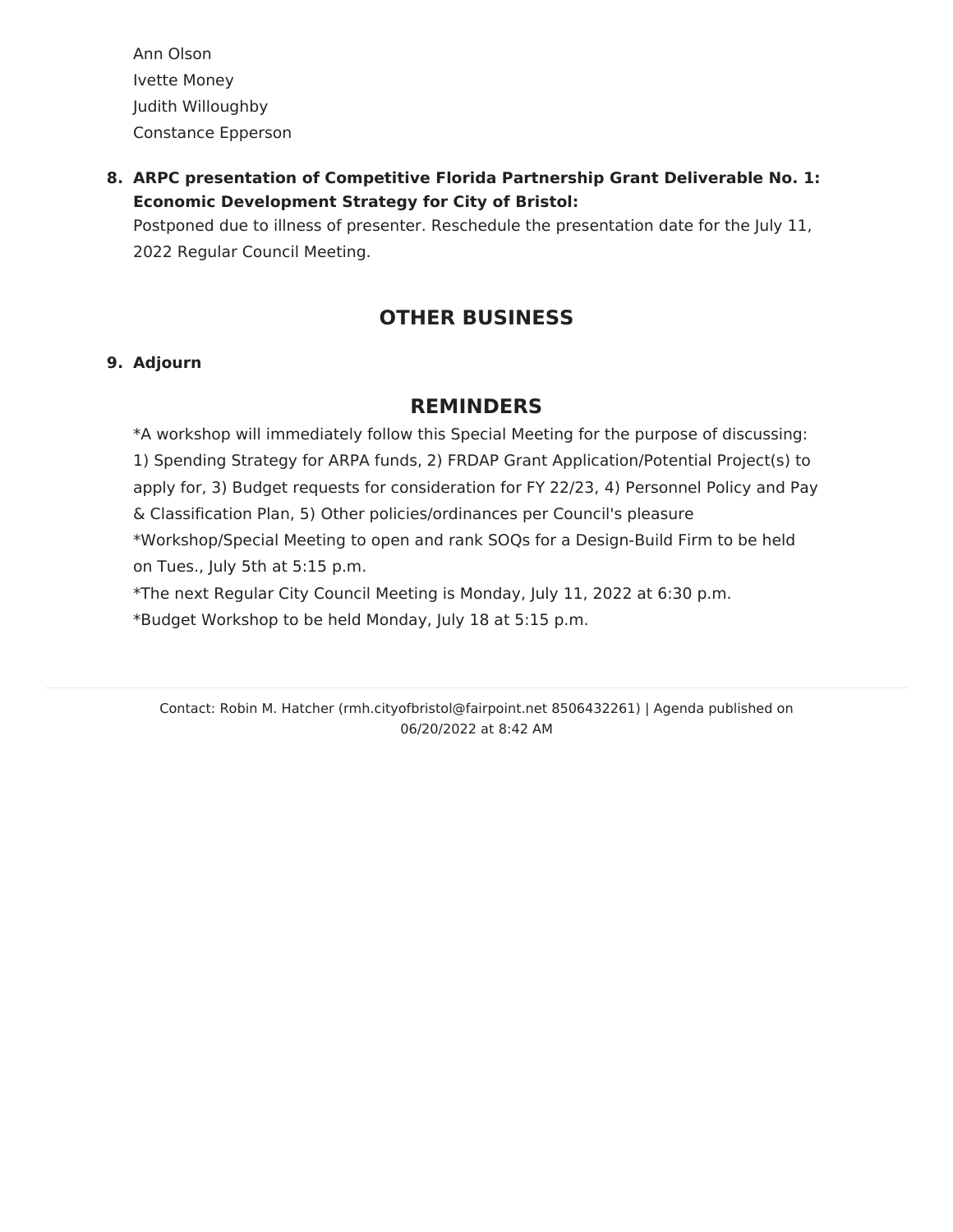Ann Olson
Ivette Money
Judith Willoughby
Constance Epperson

8. **ARPC presentation of Competitive Florida Partnership Grant Deliverable No. 1: Economic Development Strategy for City of Bristol:**
   Postponed due to illness of presenter. Reschedule the presentation date for the July 11, 2022 Regular Council Meeting.

## OTHER BUSINESS

9. **Adjourn**

## REMINDERS

*A workshop will immediately follow this Special Meeting for the purpose of discussing: 1) Spending Strategy for ARPA funds, 2) FRDAP Grant Application/Potential Project(s) to apply for, 3) Budget requests for consideration for FY 22/23, 4) Personnel Policy and Pay & Classification Plan, 5) Other policies/ordinances per Council's pleasure
*Workshop/Special Meeting to open and rank SOQs for a Design-Build Firm to be held on Tues., July 5th at 5:15 p.m.
*The next Regular City Council Meeting is Monday, July 11, 2022 at 6:30 p.m.
*Budget Workshop to be held Monday, July 18 at 5:15 p.m.

---

Contact: Robin M. Hatcher (rmh.cityofbristol@fairpoint.net 8506432261) | Agenda published on 06/20/2022 at 8:42 AM